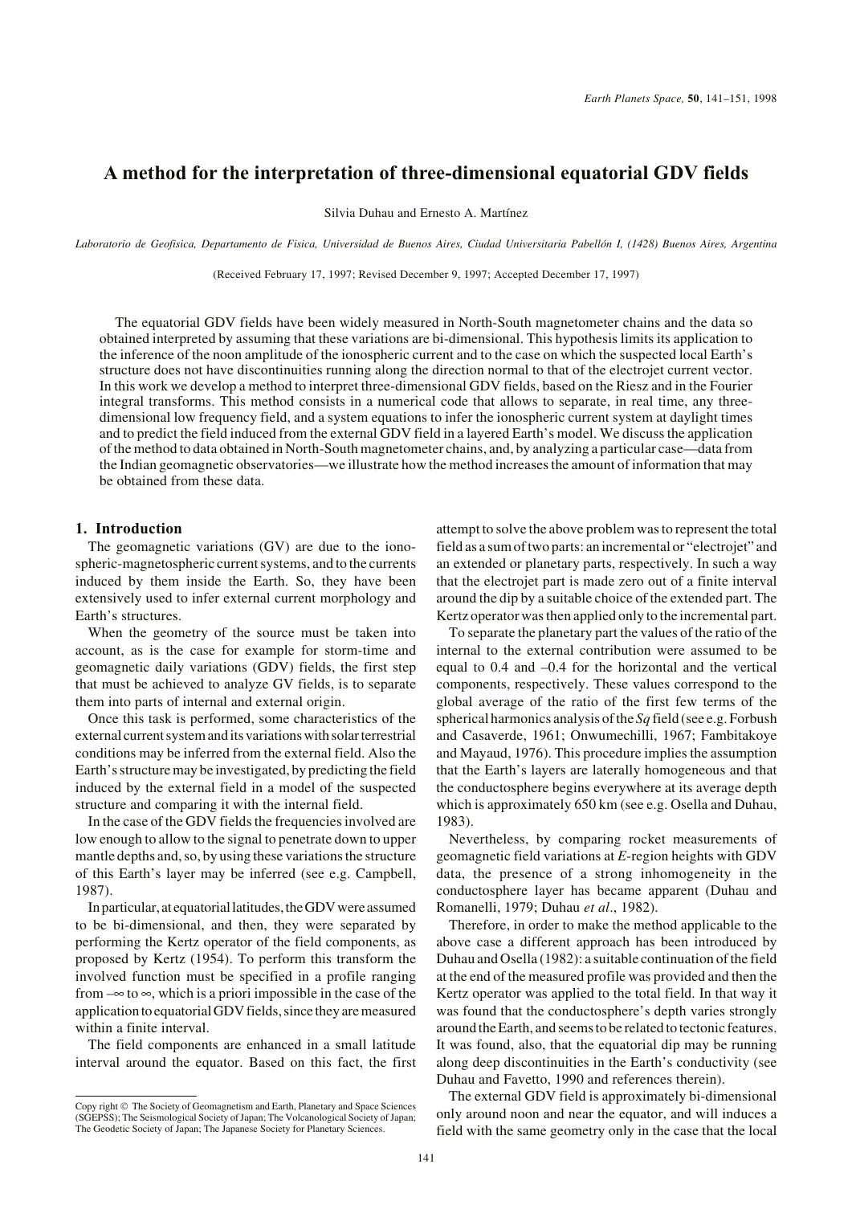# A method for the interpretation of three-dimensional equatorial GDV fields

Silvia Duhau and Ernesto A. Martínez

*Laboratorio de Geofísica, Departamento de Física, Universidad de Buenos Aires, Ciudad Universitaria Pabellón I, (1428) Buenos Aires, Argentina*

(Received February 17, 1997; Revised December 9, 1997; Accepted December 17, 1997)

The equatorial GDV fields have been widely measured in North-South magnetometer chains and the data so obtained interpreted by assuming that these variations are bi-dimensional. This hypothesis limits its application to the inference of the noon amplitude of the ionospheric current and to the case on which the suspected local Earth's structure does not have discontinuities running along the direction normal to that of the electrojet current vector. In this work we develop a method to interpret three-dimensional GDV fields, based on the Riesz and in the Fourier integral transforms. This method consists in a numerical code that allows to separate, in real time, any three-dimensional low frequency field, and a system equations to infer the ionospheric current system at daylight times and to predict the field induced from the external GDV field in a layered Earth's model. We discuss the application of the method to data obtained in North-South magnetometer chains, and, by analyzing a particular case—data from the Indian geomagnetic observatories—we illustrate how the method increases the amount of information that may be obtained from these data.

## 1. Introduction

The geomagnetic variations (GV) are due to the ionospheric-magnetospheric current systems, and to the currents induced by them inside the Earth. So, they have been extensively used to infer external current morphology and Earth's structures.

When the geometry of the source must be taken into account, as is the case for example for storm-time and geomagnetic daily variations (GDV) fields, the first step that must be achieved to analyze GV fields, is to separate them into parts of internal and external origin.

Once this task is performed, some characteristics of the external current system and its variations with solar terrestrial conditions may be inferred from the external field. Also the Earth's structure may be investigated, by predicting the field induced by the external field in a model of the suspected structure and comparing it with the internal field.

In the case of the GDV fields the frequencies involved are low enough to allow to the signal to penetrate down to upper mantle depths and, so, by using these variations the structure of this Earth's layer may be inferred (see e.g. Campbell, 1987).

In particular, at equatorial latitudes, the GDV were assumed to be bi-dimensional, and then, they were separated by performing the Kertz operator of the field components, as proposed by Kertz (1954). To perform this transform the involved function must be specified in a profile ranging from $-\infty$ to $\infty$, which is a priori impossible in the case of the application to equatorial GDV fields, since they are measured within a finite interval.

The field components are enhanced in a small latitude interval around the equator. Based on this fact, the first attempt to solve the above problem was to represent the total field as a sum of two parts: an incremental or "electrojet" and an extended or planetary parts, respectively. In such a way that the electrojet part is made zero out of a finite interval around the dip by a suitable choice of the extended part. The Kertz operator was then applied only to the incremental part.

To separate the planetary part the values of the ratio of the internal to the external contribution were assumed to be equal to 0.4 and –0.4 for the horizontal and the vertical components, respectively. These values correspond to the global average of the ratio of the first few terms of the spherical harmonics analysis of the *Sq* field (see e.g. Forbush and Casaverde, 1961; Onwumechilli, 1967; Fambitakoye and Mayaud, 1976). This procedure implies the assumption that the Earth's layers are laterally homogeneous and that the conductosphere begins everywhere at its average depth which is approximately 650 km (see e.g. Osella and Duhau, 1983).

Nevertheless, by comparing rocket measurements of geomagnetic field variations at *E*-region heights with GDV data, the presence of a strong inhomogeneity in the conductosphere layer has became apparent (Duhau and Romanelli, 1979; Duhau *et al*., 1982).

Therefore, in order to make the method applicable to the above case a different approach has been introduced by Duhau and Osella (1982): a suitable continuation of the field at the end of the measured profile was provided and then the Kertz operator was applied to the total field. In that way it was found that the conductosphere's depth varies strongly around the Earth, and seems to be related to tectonic features. It was found, also, that the equatorial dip may be running along deep discontinuities in the Earth's conductivity (see Duhau and Favetto, 1990 and references therein).

The external GDV field is approximately bi-dimensional only around noon and near the equator, and will induces a field with the same geometry only in the case that the local

Copy right © The Society of Geomagnetism and Earth, Planetary and Space Sciences (SGEPSS); The Seismological Society of Japan; The Volcanological Society of Japan; The Geodetic Society of Japan; The Japanese Society for Planetary Sciences.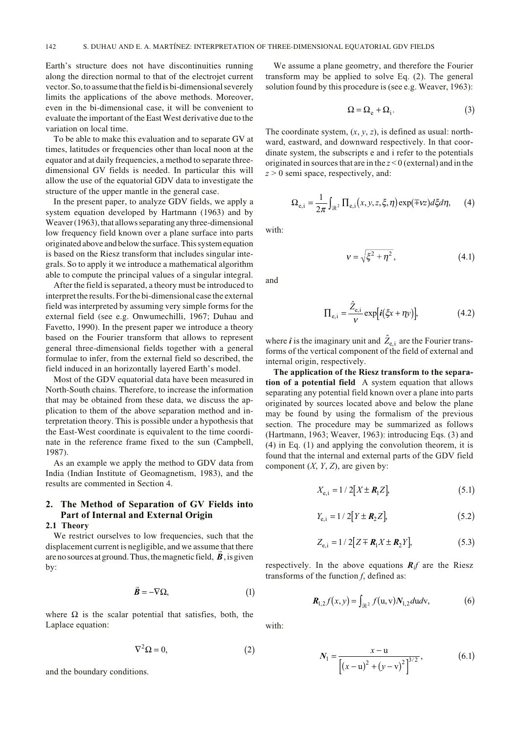Earth's structure does not have discontinuities running along the direction normal to that of the electrojet current vector. So, to assume that the field is bi-dimensional severely limits the applications of the above methods. Moreover, even in the bi-dimensional case, it will be convenient to evaluate the important of the East West derivative due to the variation on local time.

To be able to make this evaluation and to separate GV at times, latitudes or frequencies other than local noon at the equator and at daily frequencies, a method to separate three-dimensional GV fields is needed. In particular this will allow the use of the equatorial GDV data to investigate the structure of the upper mantle in the general case.

In the present paper, to analyze GDV fields, we apply a system equation developed by Hartmann (1963) and by Weaver (1963), that allows separating any three-dimensional low frequency field known over a plane surface into parts originated above and below the surface. This system equation is based on the Riesz transform that includes singular integrals. So to apply it we introduce a mathematical algorithm able to compute the principal values of a singular integral.

After the field is separated, a theory must be introduced to interpret the results. For the bi-dimensional case the external field was interpreted by assuming very simple forms for the external field (see e.g. Onwumechilli, 1967; Duhau and Favetto, 1990). In the present paper we introduce a theory based on the Fourier transform that allows to represent general three-dimensional fields together with a general formulae to infer, from the external field so described, the field induced in an horizontally layered Earth's model.

Most of the GDV equatorial data have been measured in North-South chains. Therefore, to increase the information that may be obtained from these data, we discuss the application to them of the above separation method and interpretation theory. This is possible under a hypothesis that the East-West coordinate is equivalent to the time coordinate in the reference frame fixed to the sun (Campbell, 1987).

As an example we apply the method to GDV data from India (Indian Institute of Geomagnetism, 1983), and the results are commented in Section 4.

## 2. The Method of Separation of GV Fields into Part of Internal and External Origin

### 2.1 Theory

We restrict ourselves to low frequencies, such that the displacement current is negligible, and we assume that there are no sources at ground. Thus, the magnetic field, $\vec{B}$, is given by:

$$\vec{B} = -\nabla\Omega, \tag{1}$$

where $\Omega$ is the scalar potential that satisfies, both, the Laplace equation:

$$\nabla^2\Omega = 0, \tag{2}$$

and the boundary conditions.

We assume a plane geometry, and therefore the Fourier transform may be applied to solve Eq. (2). The general solution found by this procedure is (see e.g. Weaver, 1963):

$$\Omega = \Omega_{\mathrm{e}} + \Omega_{\mathrm{i}}. \tag{3}$$

The coordinate system, $(x, y, z)$, is defined as usual: northward, eastward, and downward respectively. In that coordinate system, the subscripts e and i refer to the potentials originated in sources that are in the $z < 0$ (external) and in the $z > 0$ semi space, respectively, and:

$$\Omega_{\mathrm{e,i}} = \frac{1}{2\pi}\int_{\mathfrak{R}^2} \Pi_{\mathrm{e,i}}(x, y, z, \xi, \eta)\exp(\mp \nu z)d\xi d\eta, \tag{4}$$

with:

$$\nu = \sqrt{\xi^2 + \eta^2}, \tag{4.1}$$

and

$$\Pi_{\mathrm{e,i}} = \frac{\hat{Z}_{\mathrm{e,i}}}{\nu}\exp[\boldsymbol{i}(\xi x + \eta y)], \tag{4.2}$$

where $\boldsymbol{i}$ is the imaginary unit and $\hat{Z}_{\mathrm{e,i}}$ are the Fourier transforms of the vertical component of the field of external and internal origin, respectively.

**The application of the Riesz transform to the separation of a potential field** A system equation that allows separating any potential field known over a plane into parts originated by sources located above and below the plane may be found by using the formalism of the previous section. The procedure may be summarized as follows (Hartmann, 1963; Weaver, 1963): introducing Eqs. (3) and (4) in Eq. (1) and applying the convolution theorem, it is found that the internal and external parts of the GDV field component $(X, Y, Z)$, are given by:

$$X_{\mathrm{e,i}} = 1/2[X \pm \boldsymbol{R}_1 Z], \tag{5.1}$$

$$Y_{\mathrm{e,i}} = 1/2[Y \pm \boldsymbol{R}_2 Z], \tag{5.2}$$

$$Z_{\mathrm{e,i}} = 1/2[Z \mp \boldsymbol{R}_1 X \pm \boldsymbol{R}_2 Y], \tag{5.3}$$

respectively. In the above equations $\boldsymbol{R}_i f$ are the Riesz transforms of the function $f$, defined as:

$$\boldsymbol{R}_{1,2} f(x, y) = \int_{\mathfrak{R}^2} f(\mathrm{u}, \mathrm{v})\boldsymbol{N}_{1,2} d\mathrm{u}d\mathrm{v}, \tag{6}$$

with:

$$\boldsymbol{N}_1 = \frac{x - \mathrm{u}}{\left[(x - \mathrm{u})^2 + (y - \mathrm{v})^2\right]^{3/2}}, \tag{6.1}$$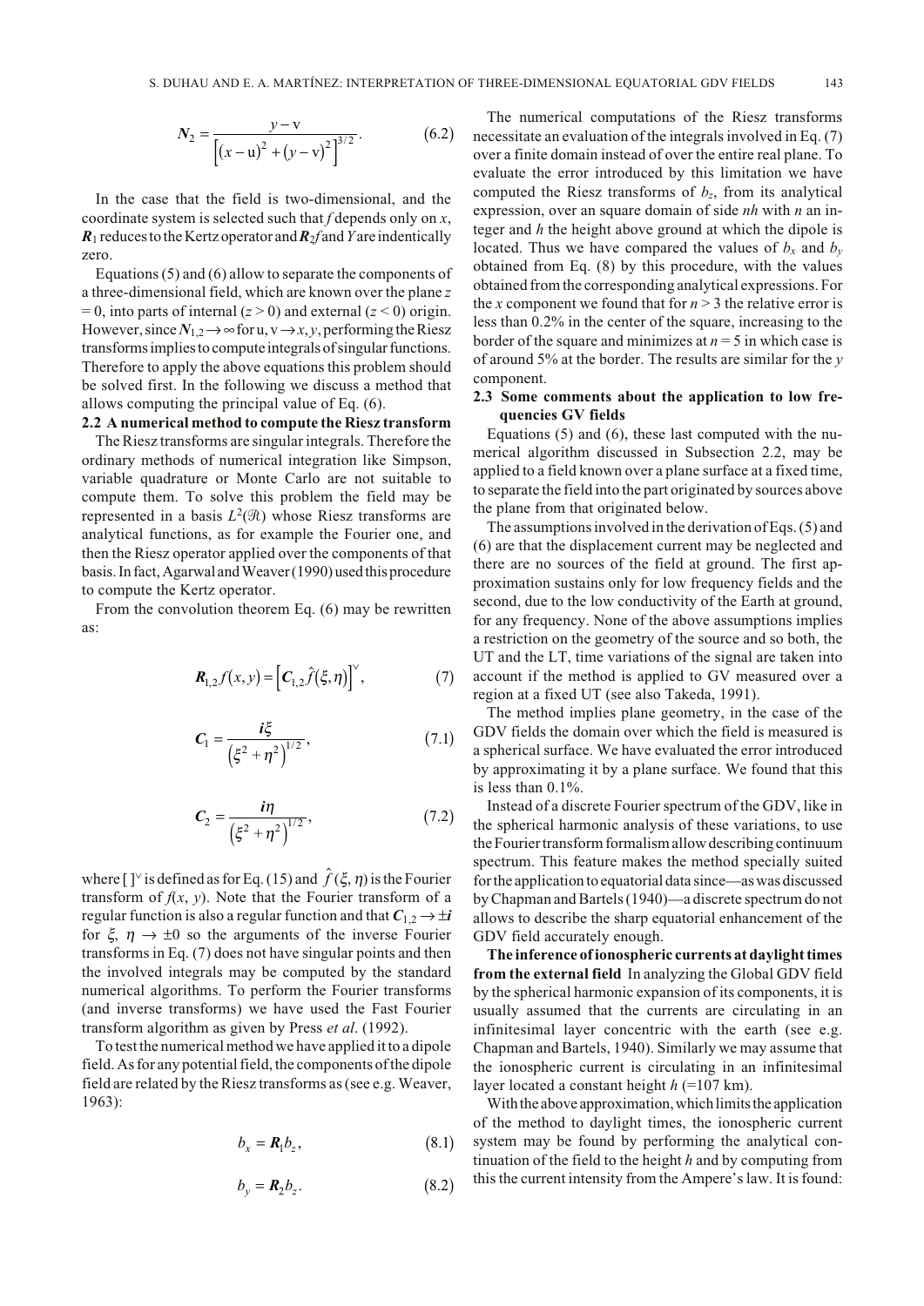$$N_2 = \frac{y - \mathrm{v}}{\left[(x-\mathrm{u})^2 + (y-\mathrm{v})^2\right]^{3/2}}. \tag{6.2}$$

In the case that the field is two-dimensional, and the coordinate system is selected such that $f$ depends only on $x$, $\boldsymbol{R}_1$ reduces to the Kertz operator and $\boldsymbol{R}_2 f$ and $Y$ are indentically zero.

Equations (5) and (6) allow to separate the components of a three-dimensional field, which are known over the plane $z = 0$, into parts of internal ($z > 0$) and external ($z < 0$) origin. However, since $\boldsymbol{N}_{1,2} \to \infty$ for u, v $\to x, y$, performing the Riesz transforms implies to compute integrals of singular functions. Therefore to apply the above equations this problem should be solved first. In the following we discuss a method that allows computing the principal value of Eq. (6).

### 2.2 A numerical method to compute the Riesz transform

The Riesz transforms are singular integrals. Therefore the ordinary methods of numerical integration like Simpson, variable quadrature or Monte Carlo are not suitable to compute them. To solve this problem the field may be represented in a basis $L^2(\Re)$ whose Riesz transforms are analytical functions, as for example the Fourier one, and then the Riesz operator applied over the components of that basis. In fact, Agarwal and Weaver (1990) used this procedure to compute the Kertz operator.

From the convolution theorem Eq. (6) may be rewritten as:

$$\boldsymbol{R}_{1,2} f(x, y) = \left[\boldsymbol{C}_{1,2} \hat{f}(\xi, \eta)\right]^{\vee}, \tag{7}$$

$$\boldsymbol{C}_1 = \frac{\boldsymbol{i}\xi}{\left(\xi^2 + \eta^2\right)^{1/2}}, \tag{7.1}$$

$$\boldsymbol{C}_2 = \frac{\boldsymbol{i}\eta}{\left(\xi^2 + \eta^2\right)^{1/2}}, \tag{7.2}$$

where $[\,]^{\vee}$ is defined as for Eq. (15) and $\hat{f}(\xi, \eta)$ is the Fourier transform of $f(x, y)$. Note that the Fourier transform of a regular function is also a regular function and that $\boldsymbol{C}_{1,2} \to \pm \boldsymbol{i}$ for $\xi$, $\eta \to \pm 0$ so the arguments of the inverse Fourier transforms in Eq. (7) does not have singular points and then the involved integrals may be computed by the standard numerical algorithms. To perform the Fourier transforms (and inverse transforms) we have used the Fast Fourier transform algorithm as given by Press *et al*. (1992).

To test the numerical method we have applied it to a dipole field. As for any potential field, the components of the dipole field are related by the Riesz transforms as (see e.g. Weaver, 1963):

$$b_x = \boldsymbol{R}_1 b_z, \tag{8.1}$$

$$b_y = \boldsymbol{R}_2 b_z. \tag{8.2}$$

The numerical computations of the Riesz transforms necessitate an evaluation of the integrals involved in Eq. (7) over a finite domain instead of over the entire real plane. To evaluate the error introduced by this limitation we have computed the Riesz transforms of $b_z$, from its analytical expression, over an square domain of side $nh$ with $n$ an integer and $h$ the height above ground at which the dipole is located. Thus we have compared the values of $b_x$ and $b_y$ obtained from Eq. (8) by this procedure, with the values obtained from the corresponding analytical expressions. For the $x$ component we found that for $n > 3$ the relative error is less than 0.2% in the center of the square, increasing to the border of the square and minimizes at $n = 5$ in which case is of around 5% at the border. The results are similar for the $y$ component.

### 2.3 Some comments about the application to low frequencies GV fields

Equations (5) and (6), these last computed with the numerical algorithm discussed in Subsection 2.2, may be applied to a field known over a plane surface at a fixed time, to separate the field into the part originated by sources above the plane from that originated below.

The assumptions involved in the derivation of Eqs. (5) and (6) are that the displacement current may be neglected and there are no sources of the field at ground. The first approximation sustains only for low frequency fields and the second, due to the low conductivity of the Earth at ground, for any frequency. None of the above assumptions implies a restriction on the geometry of the source and so both, the UT and the LT, time variations of the signal are taken into account if the method is applied to GV measured over a region at a fixed UT (see also Takeda, 1991).

The method implies plane geometry, in the case of the GDV fields the domain over which the field is measured is a spherical surface. We have evaluated the error introduced by approximating it by a plane surface. We found that this is less than 0.1%.

Instead of a discrete Fourier spectrum of the GDV, like in the spherical harmonic analysis of these variations, to use the Fourier transform formalism allow describing continuum spectrum. This feature makes the method specially suited for the application to equatorial data since—as was discussed by Chapman and Bartels (1940)—a discrete spectrum do not allows to describe the sharp equatorial enhancement of the GDV field accurately enough.

**The inference of ionospheric currents at daylight times from the external field** In analyzing the Global GDV field by the spherical harmonic expansion of its components, it is usually assumed that the currents are circulating in an infinitesimal layer concentric with the earth (see e.g. Chapman and Bartels, 1940). Similarly we may assume that the ionospheric current is circulating in an infinitesimal layer located a constant height $h$ (=107 km).

With the above approximation, which limits the application of the method to daylight times, the ionospheric current system may be found by performing the analytical continuation of the field to the height $h$ and by computing from this the current intensity from the Ampere's law. It is found: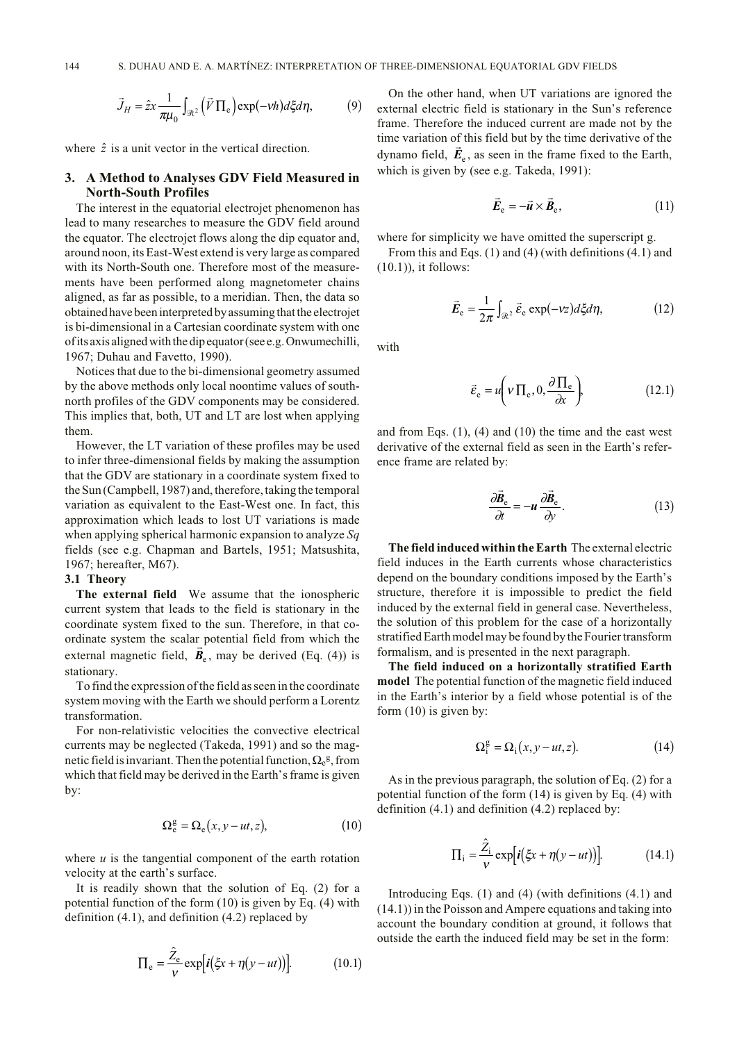$$\vec{J}_H = \hat{z}x \frac{1}{\pi\mu_0} \int_{\Re^2} \left(\vec{V}\,\Pi_e\right) \exp(-\nu h) d\xi d\eta, \tag{9}$$

where $\hat{z}$ is a unit vector in the vertical direction.

## 3. A Method to Analyses GDV Field Measured in North-South Profiles

The interest in the equatorial electrojet phenomenon has lead to many researches to measure the GDV field around the equator. The electrojet flows along the dip equator and, around noon, its East-West extend is very large as compared with its North-South one. Therefore most of the measurements have been performed along magnetometer chains aligned, as far as possible, to a meridian. Then, the data so obtained have been interpreted by assuming that the electrojet is bi-dimensional in a Cartesian coordinate system with one of its axis aligned with the dip equator (see e.g. Onwumechilli, 1967; Duhau and Favetto, 1990).

Notices that due to the bi-dimensional geometry assumed by the above methods only local noontime values of south-north profiles of the GDV components may be considered. This implies that, both, UT and LT are lost when applying them.

However, the LT variation of these profiles may be used to infer three-dimensional fields by making the assumption that the GDV are stationary in a coordinate system fixed to the Sun (Campbell, 1987) and, therefore, taking the temporal variation as equivalent to the East-West one. In fact, this approximation which leads to lost UT variations is made when applying spherical harmonic expansion to analyze *Sq* fields (see e.g. Chapman and Bartels, 1951; Matsushita, 1967; hereafter, M67).

### 3.1 Theory

**The external field** We assume that the ionospheric current system that leads to the field is stationary in the coordinate system fixed to the sun. Therefore, in that coordinate system the scalar potential field from which the external magnetic field, $\vec{B}_e$, may be derived (Eq. (4)) is stationary.

To find the expression of the field as seen in the coordinate system moving with the Earth we should perform a Lorentz transformation.

For non-relativistic velocities the convective electrical currents may be neglected (Takeda, 1991) and so the magnetic field is invariant. Then the potential function, $\Omega_e^g$, from which that field may be derived in the Earth's frame is given by:

$$\Omega_e^g = \Omega_e(x, y - ut, z), \tag{10}$$

where $u$ is the tangential component of the earth rotation velocity at the earth's surface.

It is readily shown that the solution of Eq. (2) for a potential function of the form (10) is given by Eq. (4) with definition (4.1), and definition (4.2) replaced by

$$\Pi_e = \frac{\hat{Z}_e}{\nu} \exp\left[\boldsymbol{i}\left(\xi x + \eta(y - ut)\right)\right]. \tag{10.1}$$

On the other hand, when UT variations are ignored the external electric field is stationary in the Sun's reference frame. Therefore the induced current are made not by the time variation of this field but by the time derivative of the dynamo field, $\vec{E}_e$, as seen in the frame fixed to the Earth, which is given by (see e.g. Takeda, 1991):

$$\vec{E}_e = -\vec{u} \times \vec{B}_e, \tag{11}$$

where for simplicity we have omitted the superscript g.

From this and Eqs. (1) and (4) (with definitions (4.1) and (10.1)), it follows:

$$\vec{E}_e = \frac{1}{2\pi} \int_{\Re^2} \vec{\varepsilon}_e \exp(-\nu z) d\xi d\eta, \tag{12}$$

with

$$\vec{\varepsilon}_e = u\left(\nu\,\Pi_e, 0, \frac{\partial\,\Pi_e}{\partial x}\right), \tag{12.1}$$

and from Eqs. (1), (4) and (10) the time and the east west derivative of the external field as seen in the Earth's reference frame are related by:

$$\frac{\partial \vec{B}_e}{\partial t} = -\boldsymbol{u}\frac{\partial \vec{B}_e}{\partial y}. \tag{13}$$

**The field induced within the Earth** The external electric field induces in the Earth currents whose characteristics depend on the boundary conditions imposed by the Earth's structure, therefore it is impossible to predict the field induced by the external field in general case. Nevertheless, the solution of this problem for the case of a horizontally stratified Earth model may be found by the Fourier transform formalism, and is presented in the next paragraph.

**The field induced on a horizontally stratified Earth model** The potential function of the magnetic field induced in the Earth's interior by a field whose potential is of the form (10) is given by:

$$\Omega_i^g = \Omega_i(x, y - ut, z). \tag{14}$$

As in the previous paragraph, the solution of Eq. (2) for a potential function of the form (14) is given by Eq. (4) with definition (4.1) and definition (4.2) replaced by:

$$\Pi_i = \frac{\hat{Z}_i}{\nu} \exp\left[\boldsymbol{i}\left(\xi x + \eta(y - ut)\right)\right]. \tag{14.1}$$

Introducing Eqs. (1) and (4) (with definitions (4.1) and (14.1)) in the Poisson and Ampere equations and taking into account the boundary condition at ground, it follows that outside the earth the induced field may be set in the form: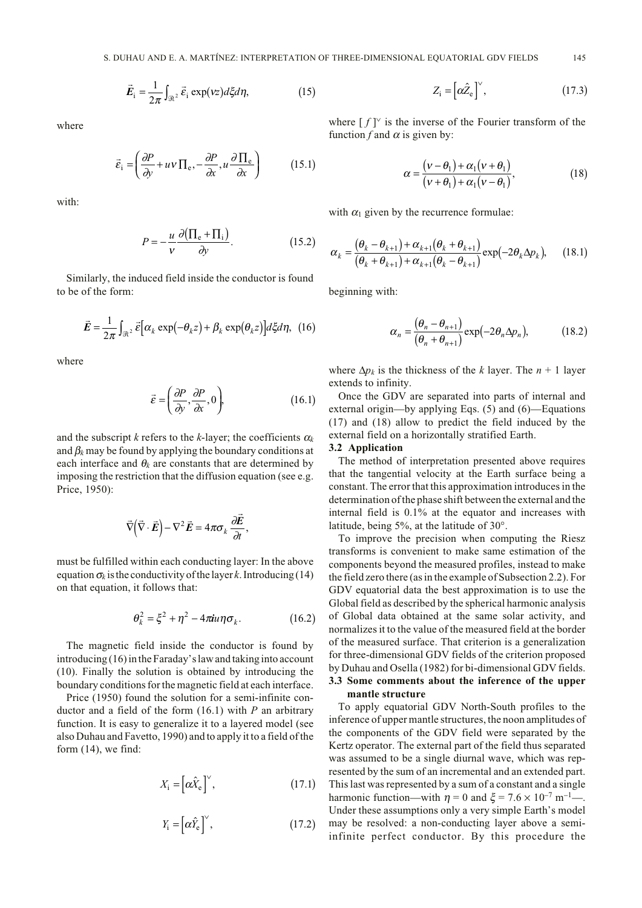$$\vec{\boldsymbol{E}}_{\mathrm{i}} = \frac{1}{2\pi}\int_{\mathfrak{R}^2} \vec{\varepsilon}_{\mathrm{i}} \exp(\nu z) d\xi d\eta, \tag{15}$$

where

$$\vec{\varepsilon}_{\mathrm{i}} = \left(\frac{\partial P}{\partial y} + u\nu \Pi_{\mathrm{e}}, -\frac{\partial P}{\partial x}, u\frac{\partial \Pi_{\mathrm{e}}}{\partial x}\right) \tag{15.1}$$

with:

$$P = -\frac{u}{\nu}\frac{\partial(\Pi_{\mathrm{e}} + \Pi_{\mathrm{i}})}{\partial y}. \tag{15.2}$$

Similarly, the induced field inside the conductor is found to be of the form:

$$\vec{\boldsymbol{E}} = \frac{1}{2\pi}\int_{\mathfrak{R}^2} \vec{\varepsilon}\left[\alpha_k \exp(-\theta_k z) + \beta_k \exp(\theta_k z)\right] d\xi d\eta, \tag{16}$$

where

$$\vec{\varepsilon} = \left(\frac{\partial P}{\partial y}, \frac{\partial P}{\partial x}, 0\right), \tag{16.1}$$

and the subscript $k$ refers to the $k$-layer; the coefficients $\alpha_k$ and $\beta_k$ may be found by applying the boundary conditions at each interface and $\theta_k$ are constants that are determined by imposing the restriction that the diffusion equation (see e.g. Price, 1950):

$$\vec{\nabla}\left(\vec{\nabla}\cdot\vec{\boldsymbol{E}}\right) - \nabla^2 \vec{\boldsymbol{E}} = 4\pi\sigma_k \frac{\partial \vec{\boldsymbol{E}}}{\partial t},$$

must be fulfilled within each conducting layer: In the above equation $\sigma_k$ is the conductivity of the layer $k$. Introducing (14) on that equation, it follows that:

$$\theta_k^2 = \xi^2 + \eta^2 - 4\pi i u \eta \sigma_k. \tag{16.2}$$

The magnetic field inside the conductor is found by introducing (16) in the Faraday's law and taking into account (10). Finally the solution is obtained by introducing the boundary conditions for the magnetic field at each interface.

Price (1950) found the solution for a semi-infinite conductor and a field of the form (16.1) with $P$ an arbitrary function. It is easy to generalize it to a layered model (see also Duhau and Favetto, 1990) and to apply it to a field of the form (14), we find:

$$X_{\mathrm{i}} = \left[\alpha \hat{X}_{\mathrm{e}}\right]^{\vee}, \tag{17.1}$$

$$Y_{\mathrm{i}} = \left[\alpha \hat{Y}_{\mathrm{e}}\right]^{\vee}, \tag{17.2}$$

$$Z_{\mathrm{i}} = \left[\alpha \hat{Z}_{\mathrm{e}}\right]^{\vee}, \tag{17.3}$$

where $[f]^{\vee}$ is the inverse of the Fourier transform of the function $f$ and $\alpha$ is given by:

$$\alpha = \frac{(\nu - \theta_1) + \alpha_1(\nu + \theta_1)}{(\nu + \theta_1) + \alpha_1(\nu - \theta_1)}, \tag{18}$$

with $\alpha_1$ given by the recurrence formulae:

$$\alpha_k = \frac{(\theta_k - \theta_{k+1}) + \alpha_{k+1}(\theta_k + \theta_{k+1})}{(\theta_k + \theta_{k+1}) + \alpha_{k+1}(\theta_k - \theta_{k+1})}\exp(-2\theta_k \Delta p_k), \tag{18.1}$$

beginning with:

$$\alpha_n = \frac{(\theta_n - \theta_{n+1})}{(\theta_n + \theta_{n+1})}\exp(-2\theta_n \Delta p_n), \tag{18.2}$$

where $\Delta p_k$ is the thickness of the $k$ layer. The $n + 1$ layer extends to infinity.

Once the GDV are separated into parts of internal and external origin—by applying Eqs. (5) and (6)—Equations (17) and (18) allow to predict the field induced by the external field on a horizontally stratified Earth.

### 3.2 Application

The method of interpretation presented above requires that the tangential velocity at the Earth surface being a constant. The error that this approximation introduces in the determination of the phase shift between the external and the internal field is 0.1% at the equator and increases with latitude, being 5%, at the latitude of 30°.

To improve the precision when computing the Riesz transforms is convenient to make same estimation of the components beyond the measured profiles, instead to make the field zero there (as in the example of Subsection 2.2). For GDV equatorial data the best approximation is to use the Global field as described by the spherical harmonic analysis of Global data obtained at the same solar activity, and normalizes it to the value of the measured field at the border of the measured surface. That criterion is a generalization for three-dimensional GDV fields of the criterion proposed by Duhau and Osella (1982) for bi-dimensional GDV fields.

### 3.3 Some comments about the inference of the upper mantle structure

To apply equatorial GDV North-South profiles to the inference of upper mantle structures, the noon amplitudes of the components of the GDV field were separated by the Kertz operator. The external part of the field thus separated was assumed to be a single diurnal wave, which was represented by the sum of an incremental and an extended part. This last was represented by a sum of a constant and a single harmonic function—with $\eta = 0$ and $\xi = 7.6 \times 10^{-7}$ m$^{-1}$—. Under these assumptions only a very simple Earth's model may be resolved: a non-conducting layer above a semi-infinite perfect conductor. By this procedure the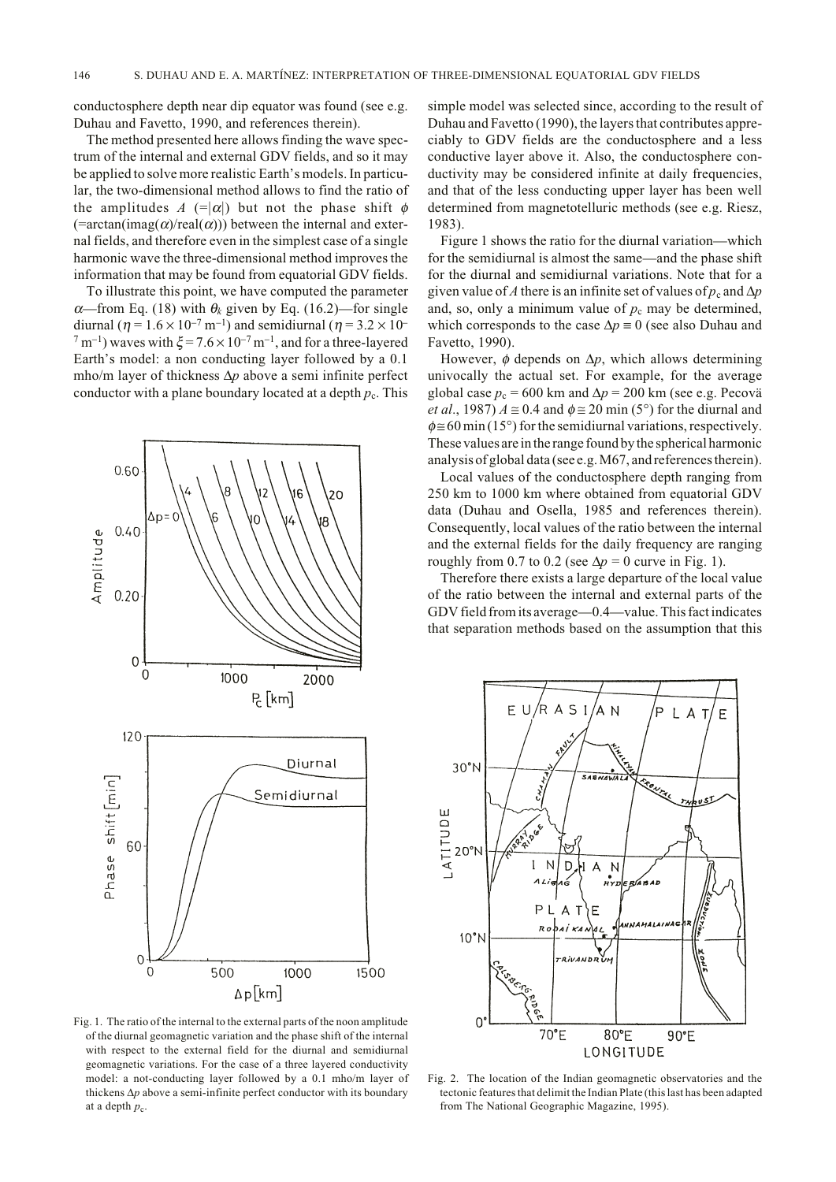conductosphere depth near dip equator was found (see e.g. Duhau and Favetto, 1990, and references therein).

The method presented here allows finding the wave spectrum of the internal and external GDV fields, and so it may be applied to solve more realistic Earth's models. In particular, the two-dimensional method allows to find the ratio of the amplitudes $A$ $(=|\alpha|)$ but not the phase shift $\phi$ (=arctan(imag($\alpha$)/real($\alpha$))) between the internal and external fields, and therefore even in the simplest case of a single harmonic wave the three-dimensional method improves the information that may be found from equatorial GDV fields.

To illustrate this point, we have computed the parameter $\alpha$—from Eq. (18) with $\theta_k$ given by Eq. (16.2)—for single diurnal ($\eta = 1.6 \times 10^{-7}$ m$^{-1}$) and semidiurnal ($\eta = 3.2 \times 10^{-7}$ m$^{-1}$) waves with $\xi = 7.6 \times 10^{-7}$ m$^{-1}$, and for a three-layered Earth's model: a non conducting layer followed by a 0.1 mho/m layer of thickness $\Delta p$ above a semi infinite perfect conductor with a plane boundary located at a depth $p_c$. This simple model was selected since, according to the result of Duhau and Favetto (1990), the layers that contributes appreciably to GDV fields are the conductosphere and a less conductive layer above it. Also, the conductosphere conductivity may be considered infinite at daily frequencies, and that of the less conducting upper layer has been well determined from magnetotelluric methods (see e.g. Riesz, 1983).

Figure 1 shows the ratio for the diurnal variation—which for the semidiurnal is almost the same—and the phase shift for the diurnal and semidiurnal variations. Note that for a given value of $A$ there is an infinite set of values of $p_c$ and $\Delta p$ and, so, only a minimum value of $p_c$ may be determined, which corresponds to the case $\Delta p \equiv 0$ (see also Duhau and Favetto, 1990).

However, $\phi$ depends on $\Delta p$, which allows determining univocally the actual set. For example, for the average global case $p_c = 600$ km and $\Delta p = 200$ km (see e.g. Pecovä *et al.*, 1987) $A \cong 0.4$ and $\phi \cong 20$ min (5°) for the diurnal and $\phi \cong 60$ min (15°) for the semidiurnal variations, respectively. These values are in the range found by the spherical harmonic analysis of global data (see e.g. M67, and references therein).

Local values of the conductosphere depth ranging from 250 km to 1000 km where obtained from equatorial GDV data (Duhau and Osella, 1985 and references therein). Consequently, local values of the ratio between the internal and the external fields for the daily frequency are ranging roughly from 0.7 to 0.2 (see $\Delta p = 0$ curve in Fig. 1).

Therefore there exists a large departure of the local value of the ratio between the internal and external parts of the GDV field from its average—0.4—value. This fact indicates that separation methods based on the assumption that this

Fig. 1. The ratio of the internal to the external parts of the noon amplitude of the diurnal geomagnetic variation and the phase shift of the internal with respect to the external field for the diurnal and semidiurnal geomagnetic variations. For the case of a three layered conductivity model: a not-conducting layer followed by a 0.1 mho/m layer of thickens $\Delta p$ above a semi-infinite perfect conductor with its boundary at a depth $p_c$.

Fig. 2. The location of the Indian geomagnetic observatories and the tectonic features that delimit the Indian Plate (this last has been adapted from The National Geographic Magazine, 1995).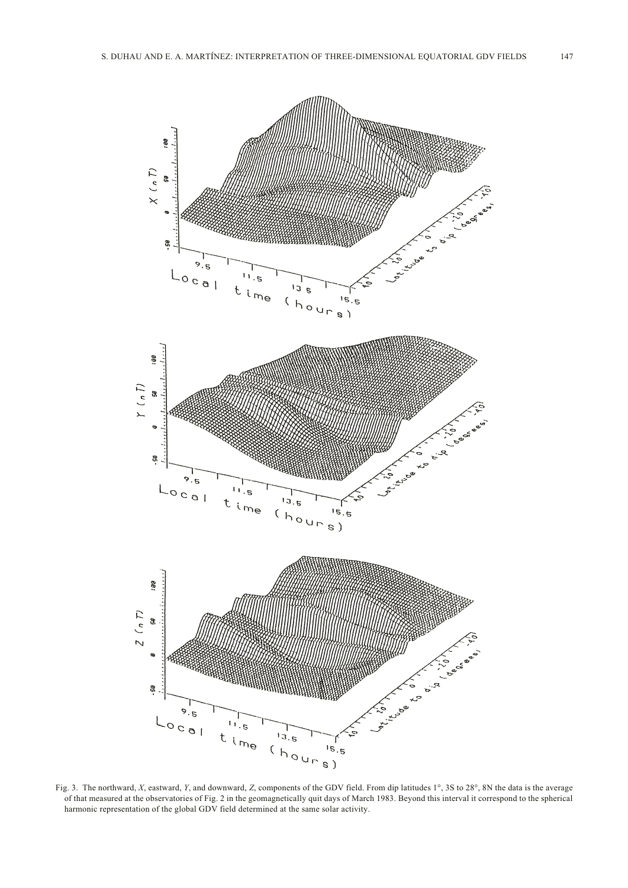Fig. 3. The northward, $X$, eastward, $Y$, and downward, $Z$, components of the GDV field. From dip latitudes 1°, 3S to 28°, 8N the data is the average of that measured at the observatories of Fig. 2 in the geomagnetically quit days of March 1983. Beyond this interval it correspond to the spherical harmonic representation of the global GDV field determined at the same solar activity.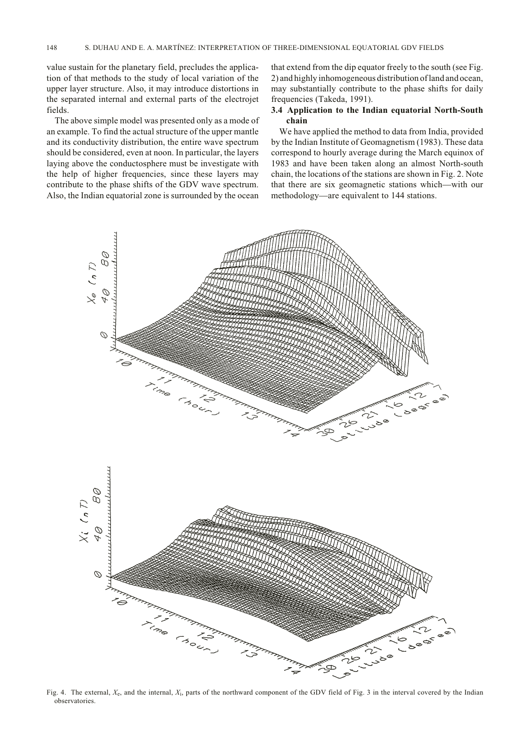value sustain for the planetary field, precludes the application of that methods to the study of local variation of the upper layer structure. Also, it may introduce distortions in the separated internal and external parts of the electrojet fields.

The above simple model was presented only as a mode of an example. To find the actual structure of the upper mantle and its conductivity distribution, the entire wave spectrum should be considered, even at noon. In particular, the layers laying above the conductosphere must be investigate with the help of higher frequencies, since these layers may contribute to the phase shifts of the GDV wave spectrum. Also, the Indian equatorial zone is surrounded by the ocean that extend from the dip equator freely to the south (see Fig. 2) and highly inhomogeneous distribution of land and ocean, may substantially contribute to the phase shifts for daily frequencies (Takeda, 1991).

### 3.4 Application to the Indian equatorial North-South chain

We have applied the method to data from India, provided by the Indian Institute of Geomagnetism (1983). These data correspond to hourly average during the March equinox of 1983 and have been taken along an almost North-south chain, the locations of the stations are shown in Fig. 2. Note that there are six geomagnetic stations which—with our methodology—are equivalent to 144 stations.

Fig. 4. The external, $X_e$, and the internal, $X_i$, parts of the northward component of the GDV field of Fig. 3 in the interval covered by the Indian observatories.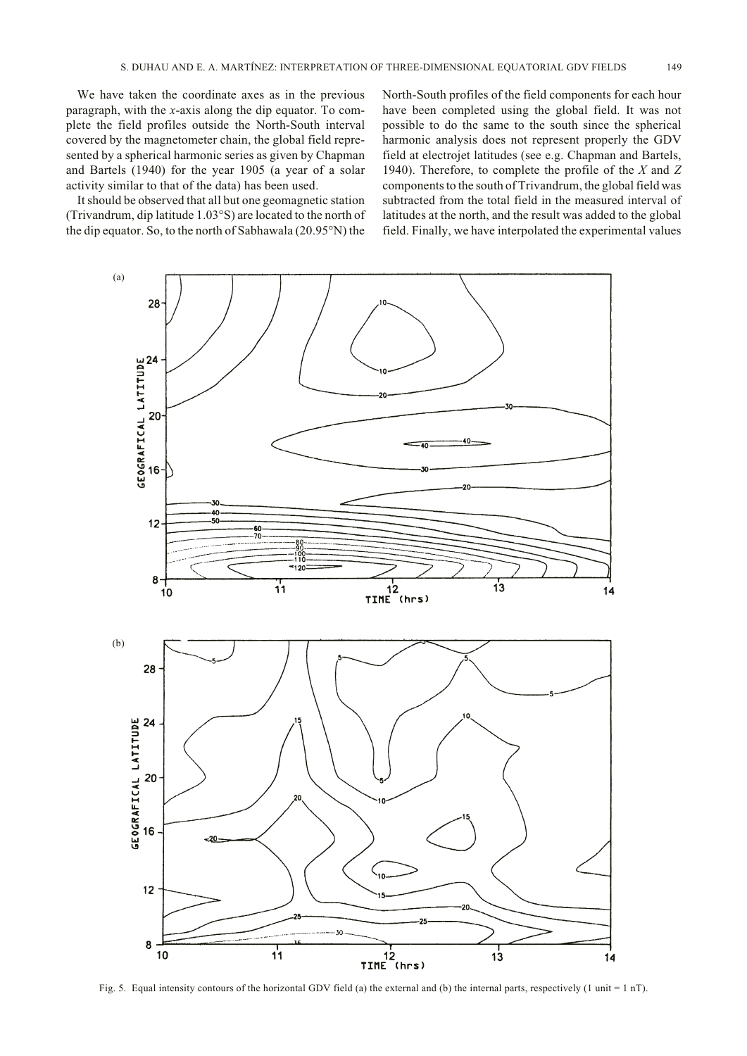We have taken the coordinate axes as in the previous paragraph, with the $x$-axis along the dip equator. To complete the field profiles outside the North-South interval covered by the magnetometer chain, the global field represented by a spherical harmonic series as given by Chapman and Bartels (1940) for the year 1905 (a year of a solar activity similar to that of the data) has been used.

It should be observed that all but one geomagnetic station (Trivandrum, dip latitude 1.03°S) are located to the north of the dip equator. So, to the north of Sabhawala (20.95°N) the North-South profiles of the field components for each hour have been completed using the global field. It was not possible to do the same to the south since the spherical harmonic analysis does not represent properly the GDV field at electrojet latitudes (see e.g. Chapman and Bartels, 1940). Therefore, to complete the profile of the $X$ and $Z$ components to the south of Trivandrum, the global field was subtracted from the total field in the measured interval of latitudes at the north, and the result was added to the global field. Finally, we have interpolated the experimental values

Fig. 5. Equal intensity contours of the horizontal GDV field (a) the external and (b) the internal parts, respectively (1 unit = 1 nT).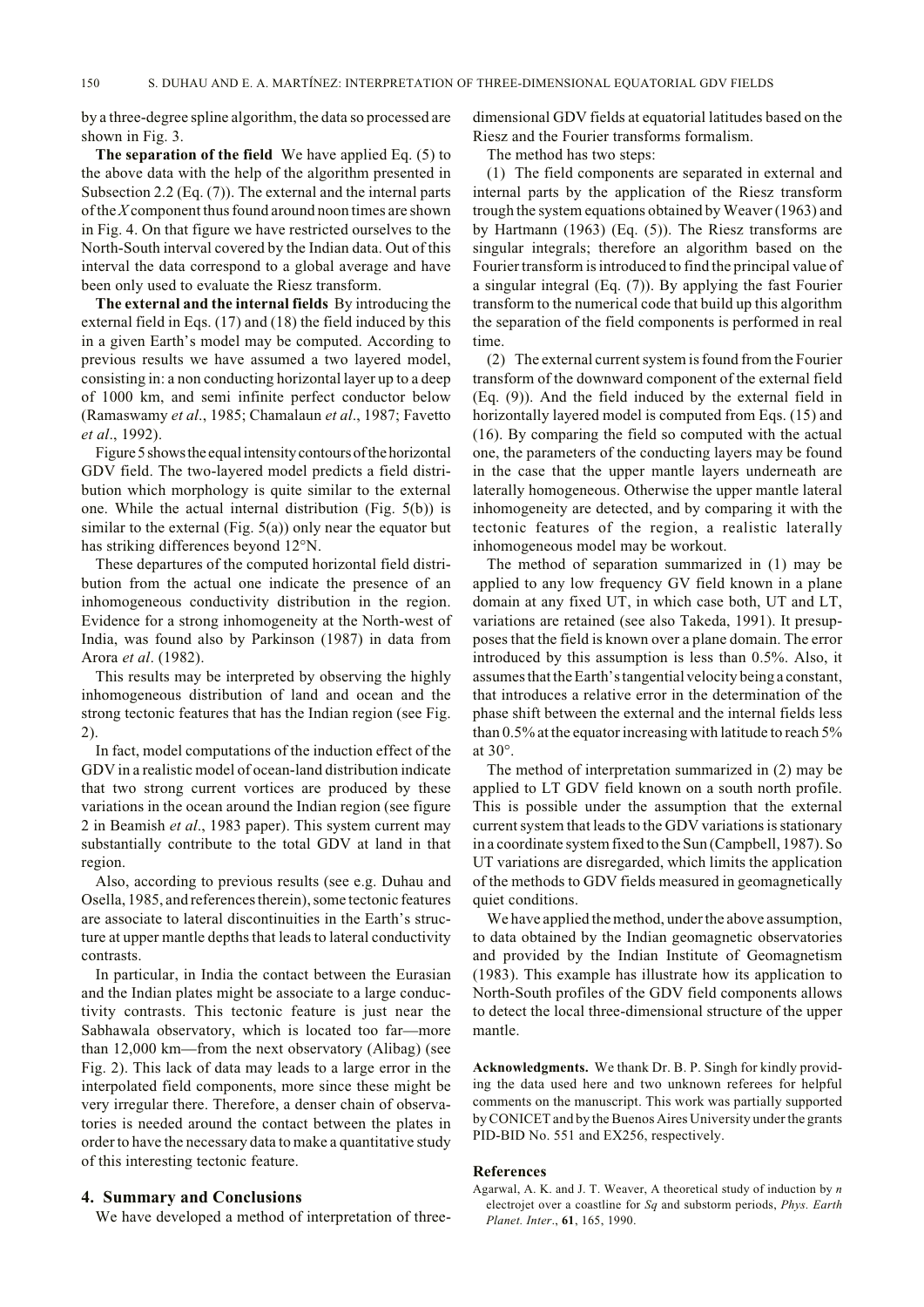by a three-degree spline algorithm, the data so processed are shown in Fig. 3.

**The separation of the field** We have applied Eq. (5) to the above data with the help of the algorithm presented in Subsection 2.2 (Eq. (7)). The external and the internal parts of the *X* component thus found around noon times are shown in Fig. 4. On that figure we have restricted ourselves to the North-South interval covered by the Indian data. Out of this interval the data correspond to a global average and have been only used to evaluate the Riesz transform.

**The external and the internal fields** By introducing the external field in Eqs. (17) and (18) the field induced by this in a given Earth's model may be computed. According to previous results we have assumed a two layered model, consisting in: a non conducting horizontal layer up to a deep of 1000 km, and semi infinite perfect conductor below (Ramaswamy *et al*., 1985; Chamalaun *et al*., 1987; Favetto *et al*., 1992).

Figure 5 shows the equal intensity contours of the horizontal GDV field. The two-layered model predicts a field distribution which morphology is quite similar to the external one. While the actual internal distribution (Fig. 5(b)) is similar to the external (Fig. 5(a)) only near the equator but has striking differences beyond 12°N.

These departures of the computed horizontal field distribution from the actual one indicate the presence of an inhomogeneous conductivity distribution in the region. Evidence for a strong inhomogeneity at the North-west of India, was found also by Parkinson (1987) in data from Arora *et al*. (1982).

This results may be interpreted by observing the highly inhomogeneous distribution of land and ocean and the strong tectonic features that has the Indian region (see Fig. 2).

In fact, model computations of the induction effect of the GDV in a realistic model of ocean-land distribution indicate that two strong current vortices are produced by these variations in the ocean around the Indian region (see figure 2 in Beamish *et al*., 1983 paper). This system current may substantially contribute to the total GDV at land in that region.

Also, according to previous results (see e.g. Duhau and Osella, 1985, and references therein), some tectonic features are associate to lateral discontinuities in the Earth's structure at upper mantle depths that leads to lateral conductivity contrasts.

In particular, in India the contact between the Eurasian and the Indian plates might be associate to a large conductivity contrasts. This tectonic feature is just near the Sabhawala observatory, which is located too far—more than 12,000 km—from the next observatory (Alibag) (see Fig. 2). This lack of data may leads to a large error in the interpolated field components, more since these might be very irregular there. Therefore, a denser chain of observatories is needed around the contact between the plates in order to have the necessary data to make a quantitative study of this interesting tectonic feature.

## 4. Summary and Conclusions

We have developed a method of interpretation of three-dimensional GDV fields at equatorial latitudes based on the Riesz and the Fourier transforms formalism.

The method has two steps:

(1) The field components are separated in external and internal parts by the application of the Riesz transform trough the system equations obtained by Weaver (1963) and by Hartmann (1963) (Eq. (5)). The Riesz transforms are singular integrals; therefore an algorithm based on the Fourier transform is introduced to find the principal value of a singular integral (Eq. (7)). By applying the fast Fourier transform to the numerical code that build up this algorithm the separation of the field components is performed in real time.

(2) The external current system is found from the Fourier transform of the downward component of the external field (Eq. (9)). And the field induced by the external field in horizontally layered model is computed from Eqs. (15) and (16). By comparing the field so computed with the actual one, the parameters of the conducting layers may be found in the case that the upper mantle layers underneath are laterally homogeneous. Otherwise the upper mantle lateral inhomogeneity are detected, and by comparing it with the tectonic features of the region, a realistic laterally inhomogeneous model may be workout.

The method of separation summarized in (1) may be applied to any low frequency GV field known in a plane domain at any fixed UT, in which case both, UT and LT, variations are retained (see also Takeda, 1991). It presupposes that the field is known over a plane domain. The error introduced by this assumption is less than 0.5%. Also, it assumes that the Earth's tangential velocity being a constant, that introduces a relative error in the determination of the phase shift between the external and the internal fields less than 0.5% at the equator increasing with latitude to reach 5% at 30°.

The method of interpretation summarized in (2) may be applied to LT GDV field known on a south north profile. This is possible under the assumption that the external current system that leads to the GDV variations is stationary in a coordinate system fixed to the Sun (Campbell, 1987). So UT variations are disregarded, which limits the application of the methods to GDV fields measured in geomagnetically quiet conditions.

We have applied the method, under the above assumption, to data obtained by the Indian geomagnetic observatories and provided by the Indian Institute of Geomagnetism (1983). This example has illustrate how its application to North-South profiles of the GDV field components allows to detect the local three-dimensional structure of the upper mantle.

**Acknowledgments.** We thank Dr. B. P. Singh for kindly providing the data used here and two unknown referees for helpful comments on the manuscript. This work was partially supported by CONICET and by the Buenos Aires University under the grants PID-BID No. 551 and EX256, respectively.

## References

Agarwal, A. K. and J. T. Weaver, A theoretical study of induction by *n* electrojet over a coastline for *Sq* and substorm periods, *Phys. Earth Planet. Inter*., **61**, 165, 1990.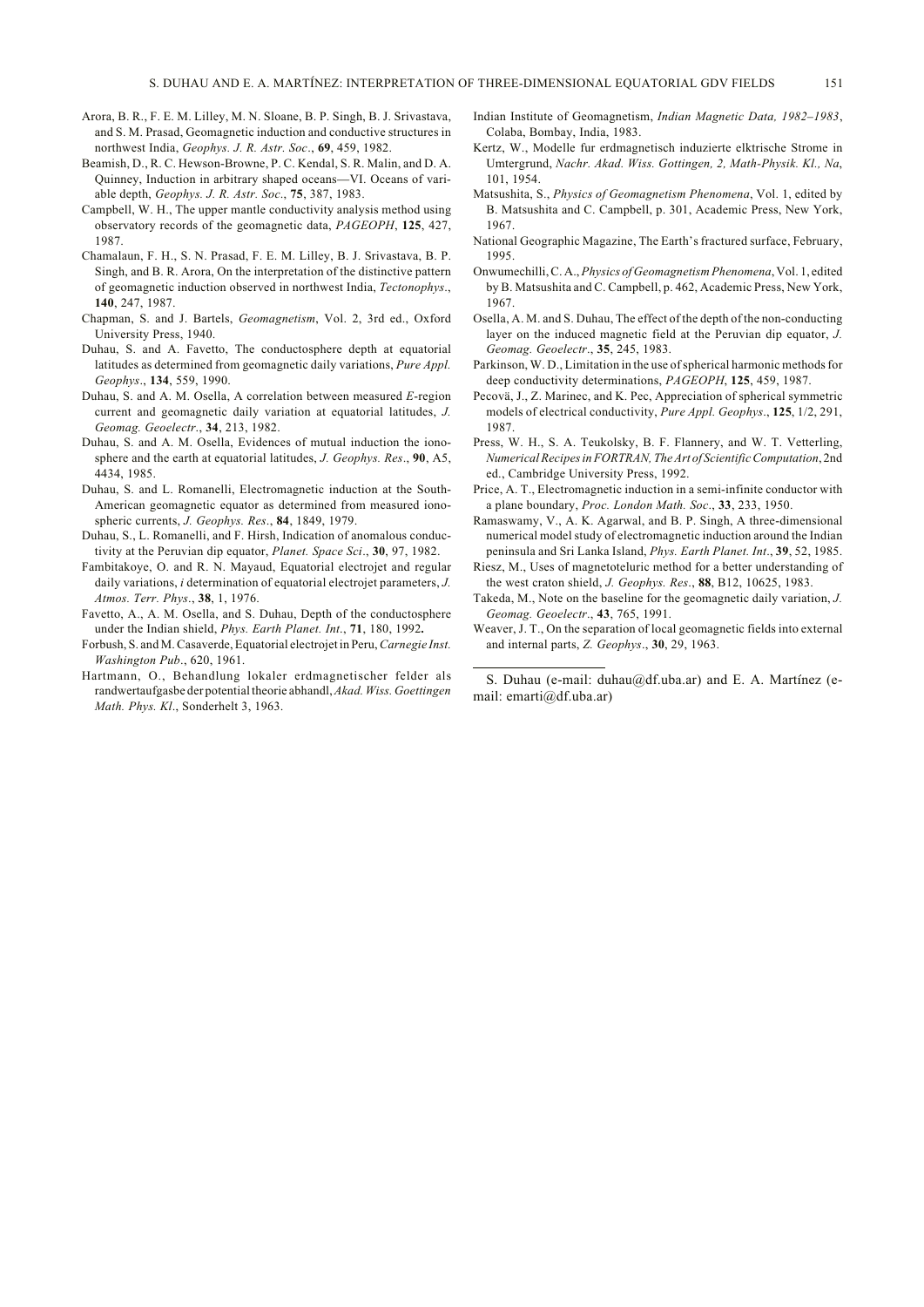Arora, B. R., F. E. M. Lilley, M. N. Sloane, B. P. Singh, B. J. Srivastava, and S. M. Prasad, Geomagnetic induction and conductive structures in northwest India, *Geophys. J. R. Astr. Soc*., **69**, 459, 1982.

Beamish, D., R. C. Hewson-Browne, P. C. Kendal, S. R. Malin, and D. A. Quinney, Induction in arbitrary shaped oceans—VI. Oceans of variable depth, *Geophys. J. R. Astr. Soc*., **75**, 387, 1983.

Campbell, W. H., The upper mantle conductivity analysis method using observatory records of the geomagnetic data, *PAGEOPH*, **125**, 427, 1987.

Chamalaun, F. H., S. N. Prasad, F. E. M. Lilley, B. J. Srivastava, B. P. Singh, and B. R. Arora, On the interpretation of the distinctive pattern of geomagnetic induction observed in northwest India, *Tectonophys*., **140**, 247, 1987.

Chapman, S. and J. Bartels, *Geomagnetism*, Vol. 2, 3rd ed., Oxford University Press, 1940.

Duhau, S. and A. Favetto, The conductosphere depth at equatorial latitudes as determined from geomagnetic daily variations, *Pure Appl. Geophys*., **134**, 559, 1990.

Duhau, S. and A. M. Osella, A correlation between measured *E*-region current and geomagnetic daily variation at equatorial latitudes, *J. Geomag. Geoelectr*., **34**, 213, 1982.

Duhau, S. and A. M. Osella, Evidences of mutual induction the ionosphere and the earth at equatorial latitudes, *J. Geophys. Res*., **90**, A5, 4434, 1985.

Duhau, S. and L. Romanelli, Electromagnetic induction at the South-American geomagnetic equator as determined from measured ionospheric currents, *J. Geophys. Res*., **84**, 1849, 1979.

Duhau, S., L. Romanelli, and F. Hirsh, Indication of anomalous conductivity at the Peruvian dip equator, *Planet. Space Sci*., **30**, 97, 1982.

Fambitakoye, O. and R. N. Mayaud, Equatorial electrojet and regular daily variations, *i* determination of equatorial electrojet parameters, *J. Atmos. Terr. Phys*., **38**, 1, 1976.

Favetto, A., A. M. Osella, and S. Duhau, Depth of the conductosphere under the Indian shield, *Phys. Earth Planet. Int*., **71**, 180, 1992.

Forbush, S. and M. Casaverde, Equatorial electrojet in Peru, *Carnegie Inst. Washington Pub*., 620, 1961.

Hartmann, O., Behandlung lokaler erdmagnetischer felder als randwertaufgasbe der potential theorie abhandl, *Akad. Wiss. Goettingen Math. Phys. Kl*., Sonderhelt 3, 1963.

Indian Institute of Geomagnetism, *Indian Magnetic Data, 1982–1983*, Colaba, Bombay, India, 1983.

Kertz, W., Modelle fur erdmagnetisch induzierte elktrische Strome in Umtergrund, *Nachr. Akad. Wiss. Gottingen, 2, Math-Physik. Kl., Na*, 101, 1954.

Matsushita, S., *Physics of Geomagnetism Phenomena*, Vol. 1, edited by B. Matsushita and C. Campbell, p. 301, Academic Press, New York, 1967.

National Geographic Magazine, The Earth's fractured surface, February, 1995.

Onwumechilli, C. A., *Physics of Geomagnetism Phenomena*, Vol. 1, edited by B. Matsushita and C. Campbell, p. 462, Academic Press, New York, 1967.

Osella, A. M. and S. Duhau, The effect of the depth of the non-conducting layer on the induced magnetic field at the Peruvian dip equator, *J. Geomag. Geoelectr*., **35**, 245, 1983.

Parkinson, W. D., Limitation in the use of spherical harmonic methods for deep conductivity determinations, *PAGEOPH*, **125**, 459, 1987.

Pecovä, J., Z. Marinec, and K. Pec, Appreciation of spherical symmetric models of electrical conductivity, *Pure Appl. Geophys*., **125**, 1/2, 291, 1987.

Press, W. H., S. A. Teukolsky, B. F. Flannery, and W. T. Vetterling, *Numerical Recipes in FORTRAN, The Art of Scientific Computation*, 2nd ed., Cambridge University Press, 1992.

Price, A. T., Electromagnetic induction in a semi-infinite conductor with a plane boundary, *Proc. London Math. Soc*., **33**, 233, 1950.

Ramaswamy, V., A. K. Agarwal, and B. P. Singh, A three-dimensional numerical model study of electromagnetic induction around the Indian peninsula and Sri Lanka Island, *Phys. Earth Planet. Int*., **39**, 52, 1985.

Riesz, M., Uses of magnetoteluric method for a better understanding of the west craton shield, *J. Geophys. Res*., **88**, B12, 10625, 1983.

Takeda, M., Note on the baseline for the geomagnetic daily variation, *J. Geomag. Geoelectr*., **43**, 765, 1991.

Weaver, J. T., On the separation of local geomagnetic fields into external and internal parts, *Z. Geophys*., **30**, 29, 1963.

---

S. Duhau (e-mail: duhau@df.uba.ar) and E. A. Martínez (e-mail: emarti@df.uba.ar)